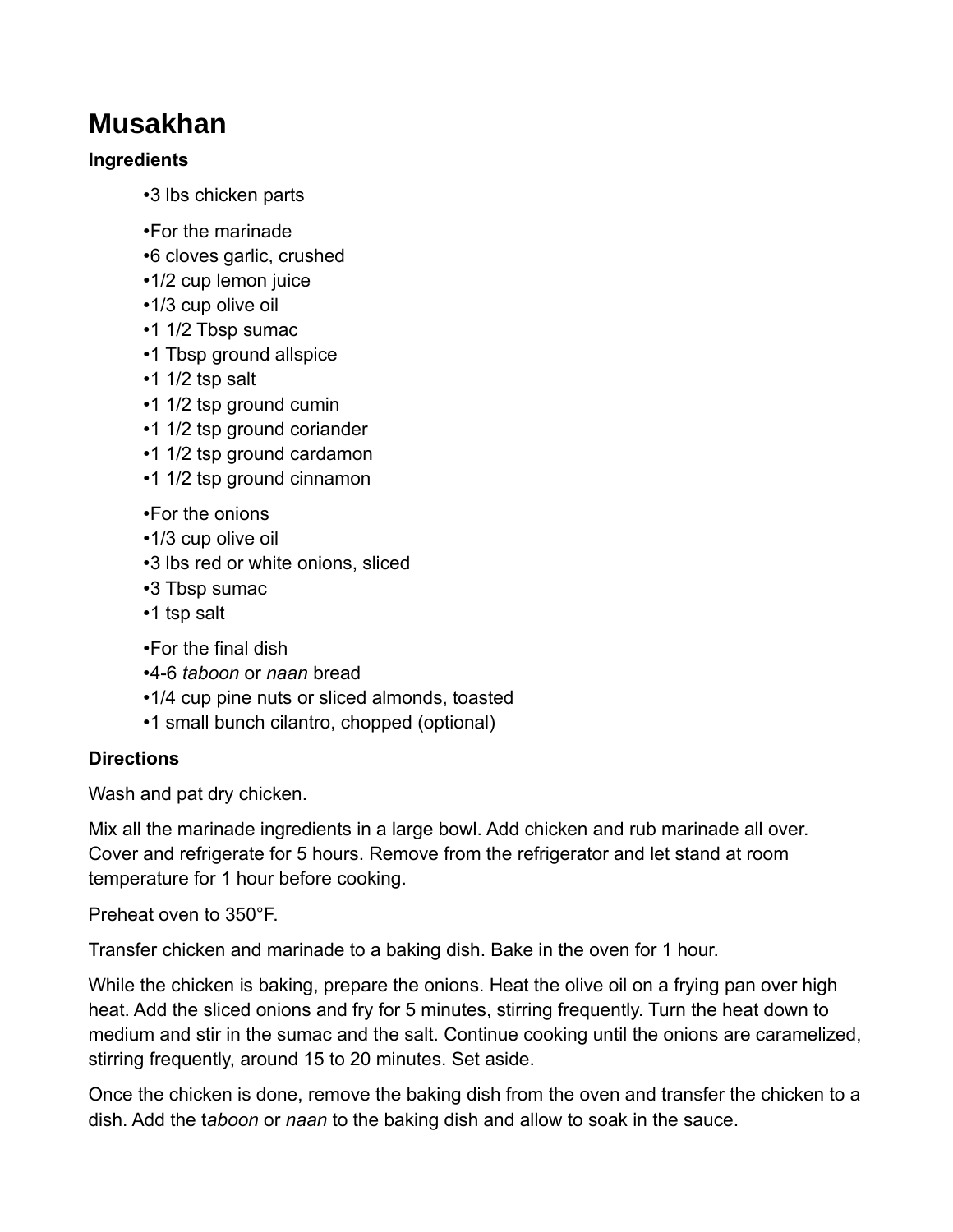# Musakhan

**Ingredients**

- 3 lbs chicken parts

- For the marinade
- 6 cloves garlic, crushed
- 1/2 cup lemon juice
- 1/3 cup olive oil
- 1 1/2 Tbsp sumac
- 1 Tbsp ground allspice
- 1 1/2 tsp salt
- 1 1/2 tsp ground cumin
- 1 1/2 tsp ground coriander
- 1 1/2 tsp ground cardamon
- 1 1/2 tsp ground cinnamon

- For the onions
- 1/3 cup olive oil
- 3 lbs red or white onions, sliced
- 3 Tbsp sumac
- 1 tsp salt

- For the final dish
- 4-6 *taboon* or *naan* bread
- 1/4 cup pine nuts or sliced almonds, toasted
- 1 small bunch cilantro, chopped (optional)

**Directions**

Wash and pat dry chicken.

Mix all the marinade ingredients in a large bowl. Add chicken and rub marinade all over. Cover and refrigerate for 5 hours. Remove from the refrigerator and let stand at room temperature for 1 hour before cooking.

Preheat oven to 350°F.

Transfer chicken and marinade to a baking dish. Bake in the oven for 1 hour.

While the chicken is baking, prepare the onions. Heat the olive oil on a frying pan over high heat. Add the sliced onions and fry for 5 minutes, stirring frequently. Turn the heat down to medium and stir in the sumac and the salt. Continue cooking until the onions are caramelized, stirring frequently, around 15 to 20 minutes. Set aside.

Once the chicken is done, remove the baking dish from the oven and transfer the chicken to a dish. Add the t*aboon* or *naan* to the baking dish and allow to soak in the sauce.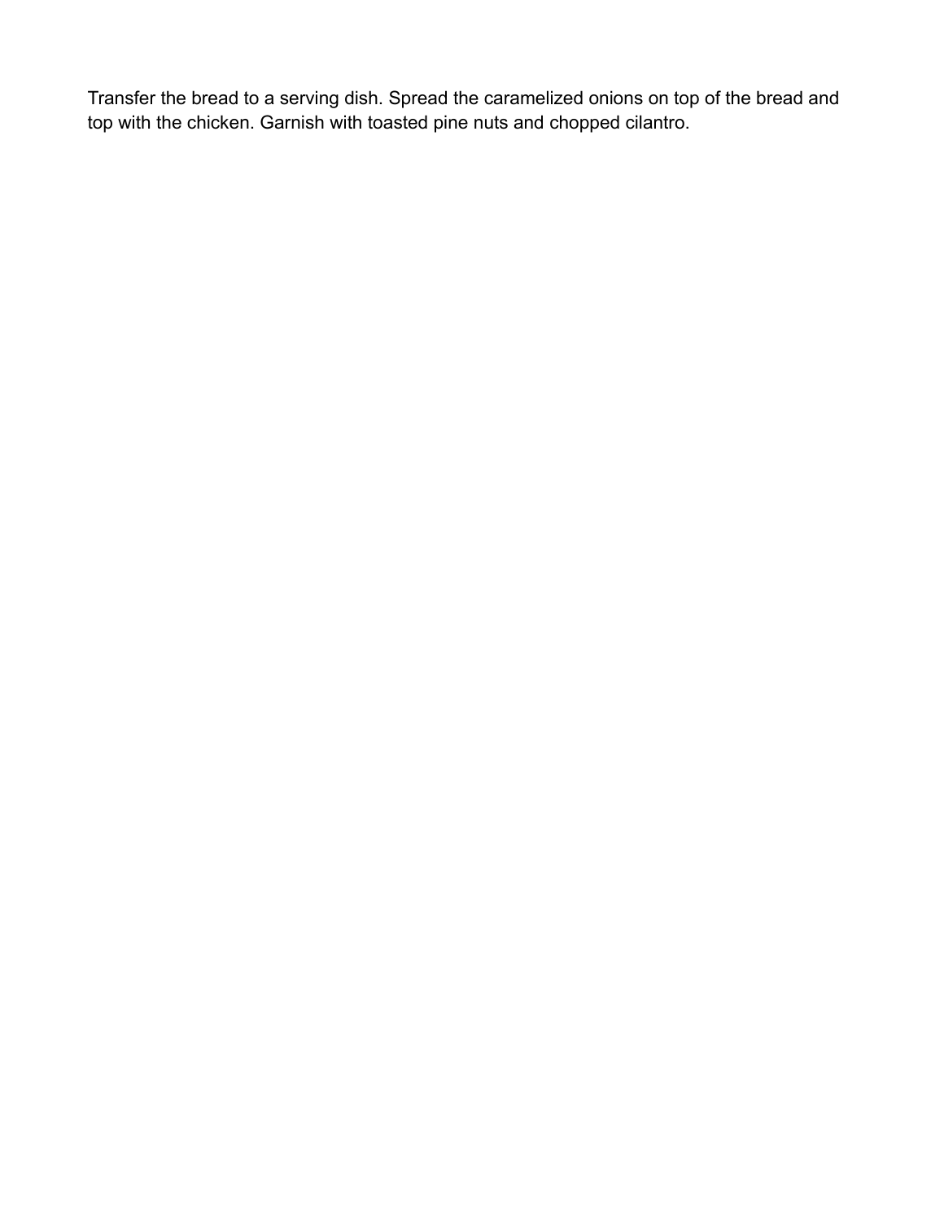Transfer the bread to a serving dish. Spread the caramelized onions on top of the bread and top with the chicken. Garnish with toasted pine nuts and chopped cilantro.